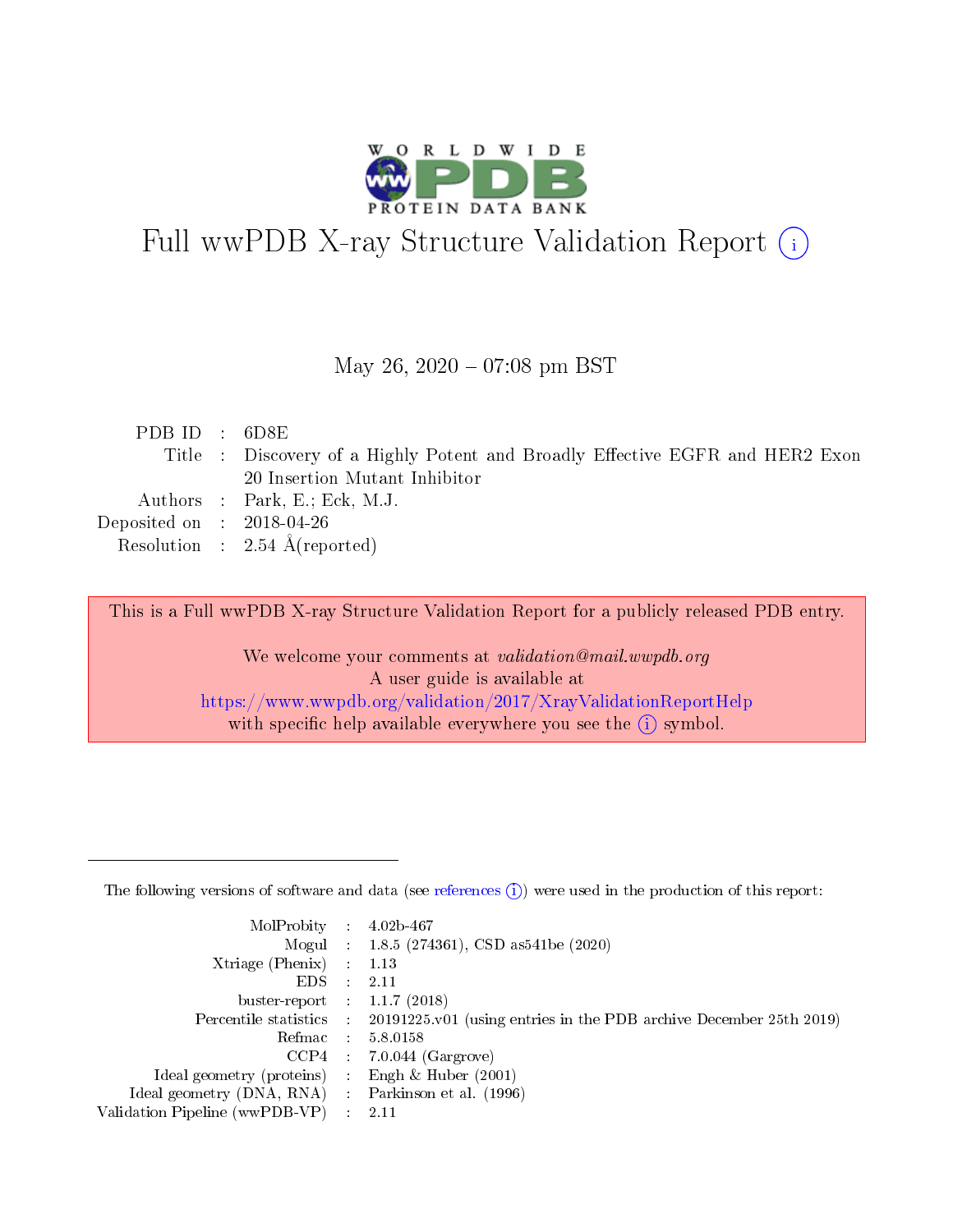# Full wwPDB X-ray Structure Validation Report (i)

May 26, 2020 – 07:08 pm BST

| | | |
|---|---|---|
| PDB ID | : | 6D8E |
| Title | : | Discovery of a Highly Potent and Broadly Effective EGFR and HER2 Exon 20 Insertion Mutant Inhibitor |
| Authors | : | Park, E.; Eck, M.J. |
| Deposited on | : | 2018-04-26 |
| Resolution | : | 2.54 Å(reported) |

This is a Full wwPDB X-ray Structure Validation Report for a publicly released PDB entry.

We welcome your comments at *validation@mail.wwpdb.org*
A user guide is available at
https://www.wwpdb.org/validation/2017/XrayValidationReportHelp
with specific help available everywhere you see the (i) symbol.

---

The following versions of software and data (see references (i)) were used in the production of this report:

| | | |
|---|---|---|
| MolProbity | : | 4.02b-467 |
| Mogul | : | 1.8.5 (274361), CSD as541be (2020) |
| Xtriage (Phenix) | : | 1.13 |
| EDS | : | 2.11 |
| buster-report | : | 1.1.7 (2018) |
| Percentile statistics | : | 20191225.v01 (using entries in the PDB archive December 25th 2019) |
| Refmac | : | 5.8.0158 |
| CCP4 | : | 7.0.044 (Gargrove) |
| Ideal geometry (proteins) | : | Engh & Huber (2001) |
| Ideal geometry (DNA, RNA) | : | Parkinson et al. (1996) |
| Validation Pipeline (wwPDB-VP) | : | 2.11 |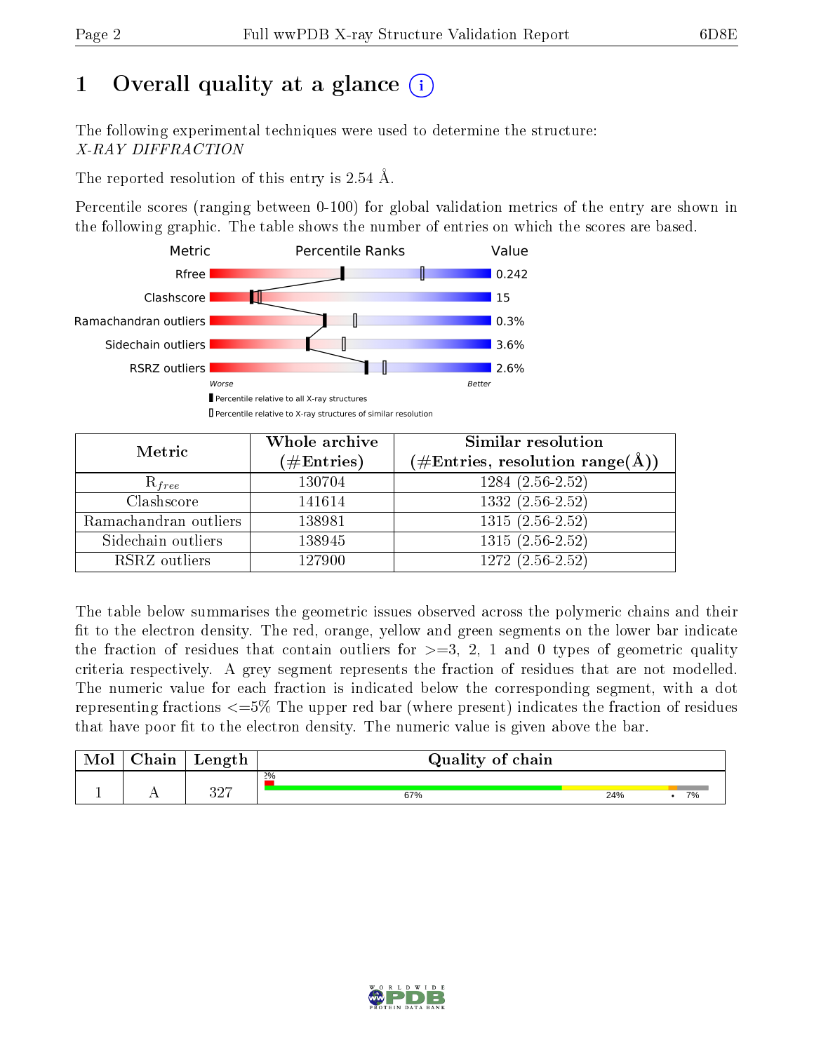# 1 Overall quality at a glance (i)

The following experimental techniques were used to determine the structure:
*X-RAY DIFFRACTION*

The reported resolution of this entry is 2.54 Å.

Percentile scores (ranging between 0-100) for global validation metrics of the entry are shown in the following graphic. The table shows the number of entries on which the scores are based.

| Metric | Value |
|---|---|
| Rfree | 0.242 |
| Clashscore | 15 |
| Ramachandran outliers | 0.3% |
| Sidechain outliers | 3.6% |
| RSRZ outliers | 2.6% |

Worse — Better

▮ Percentile relative to all X-ray structures
▯ Percentile relative to X-ray structures of similar resolution

| Metric | Whole archive (#Entries) | Similar resolution (#Entries, resolution range(Å)) |
|---|---|---|
| $R_{free}$ | 130704 | 1284 (2.56-2.52) |
| Clashscore | 141614 | 1332 (2.56-2.52) |
| Ramachandran outliers | 138981 | 1315 (2.56-2.52) |
| Sidechain outliers | 138945 | 1315 (2.56-2.52) |
| RSRZ outliers | 127900 | 1272 (2.56-2.52) |

The table below summarises the geometric issues observed across the polymeric chains and their fit to the electron density. The red, orange, yellow and green segments on the lower bar indicate the fraction of residues that contain outliers for >=3, 2, 1 and 0 types of geometric quality criteria respectively. A grey segment represents the fraction of residues that are not modelled. The numeric value for each fraction is indicated below the corresponding segment, with a dot representing fractions <=5% The upper red bar (where present) indicates the fraction of residues that have poor fit to the electron density. The numeric value is given above the bar.

| Mol | Chain | Length | Quality of chain |
|---|---|---|---|
| 1 | A | 327 | 2% (poor fit); 67% green, 24% yellow, • orange, 7% grey |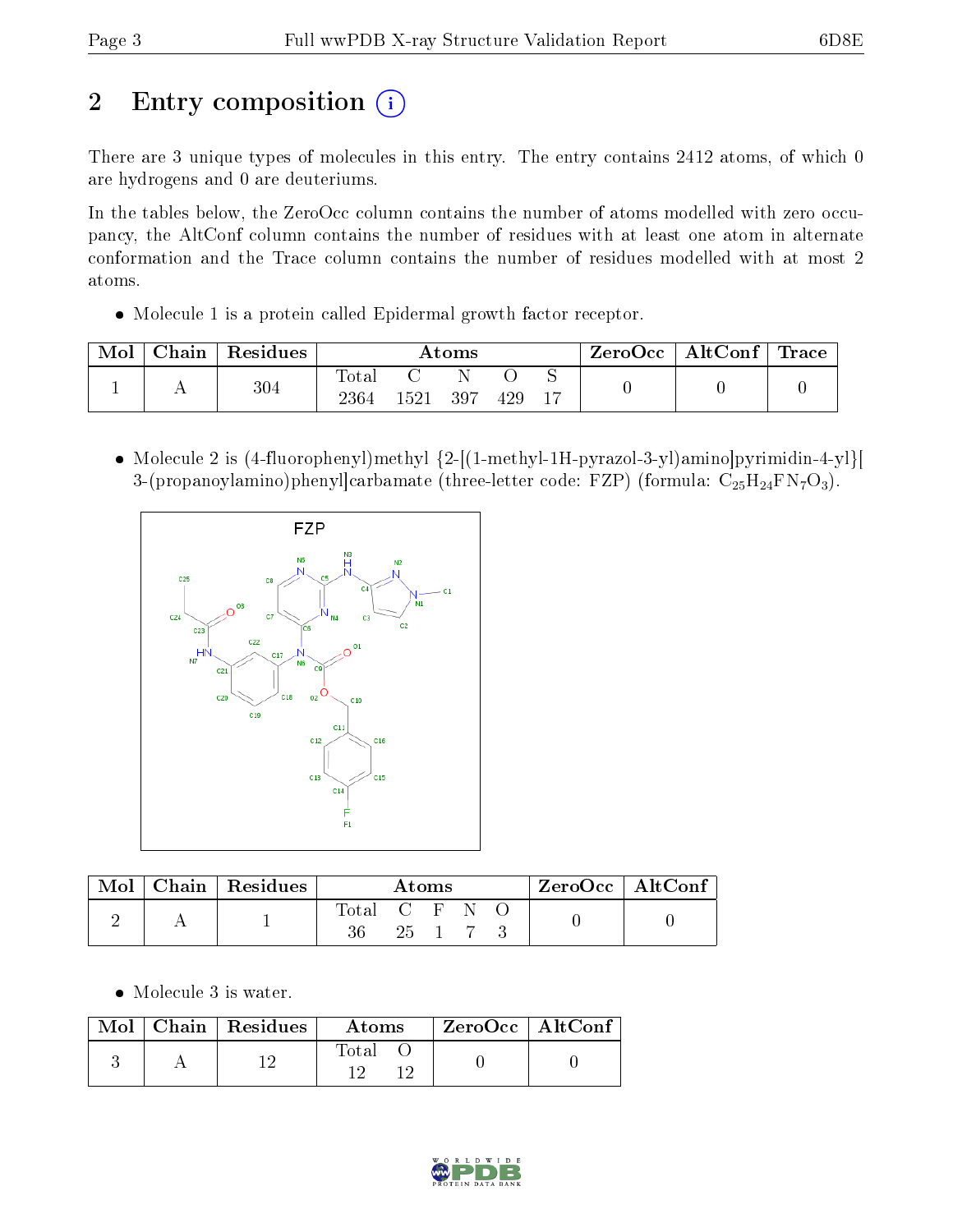# 2 Entry composition (i)

There are 3 unique types of molecules in this entry. The entry contains 2412 atoms, of which 0 are hydrogens and 0 are deuteriums.

In the tables below, the ZeroOcc column contains the number of atoms modelled with zero occupancy, the AltConf column contains the number of residues with at least one atom in alternate conformation and the Trace column contains the number of residues modelled with at most 2 atoms.

- Molecule 1 is a protein called Epidermal growth factor receptor.

| Mol | Chain | Residues | Atoms | | | | | ZeroOcc | AltConf | Trace |
|---|---|---|---|---|---|---|---|---|---|---|
| | | | Total | C | N | O | S | | | |
| 1 | A | 304 | 2364 | 1521 | 397 | 429 | 17 | 0 | 0 | 0 |

- Molecule 2 is (4-fluorophenyl)methyl {2-[(1-methyl-1H-pyrazol-3-yl)amino]pyrimidin-4-yl}[3-(propanoylamino)phenyl]carbamate (three-letter code: FZP) (formula: $C_{25}H_{24}FN_7O_3$).

| Mol | Chain | Residues | Atoms | | | | | ZeroOcc | AltConf |
|---|---|---|---|---|---|---|---|---|---|
| | | | Total | C | F | N | O | | |
| 2 | A | 1 | 36 | 25 | 1 | 7 | 3 | 0 | 0 |

- Molecule 3 is water.

| Mol | Chain | Residues | Atoms | | ZeroOcc | AltConf |
|---|---|---|---|---|---|---|
| | | | Total | O | | |
| 3 | A | 12 | 12 | 12 | 0 | 0 |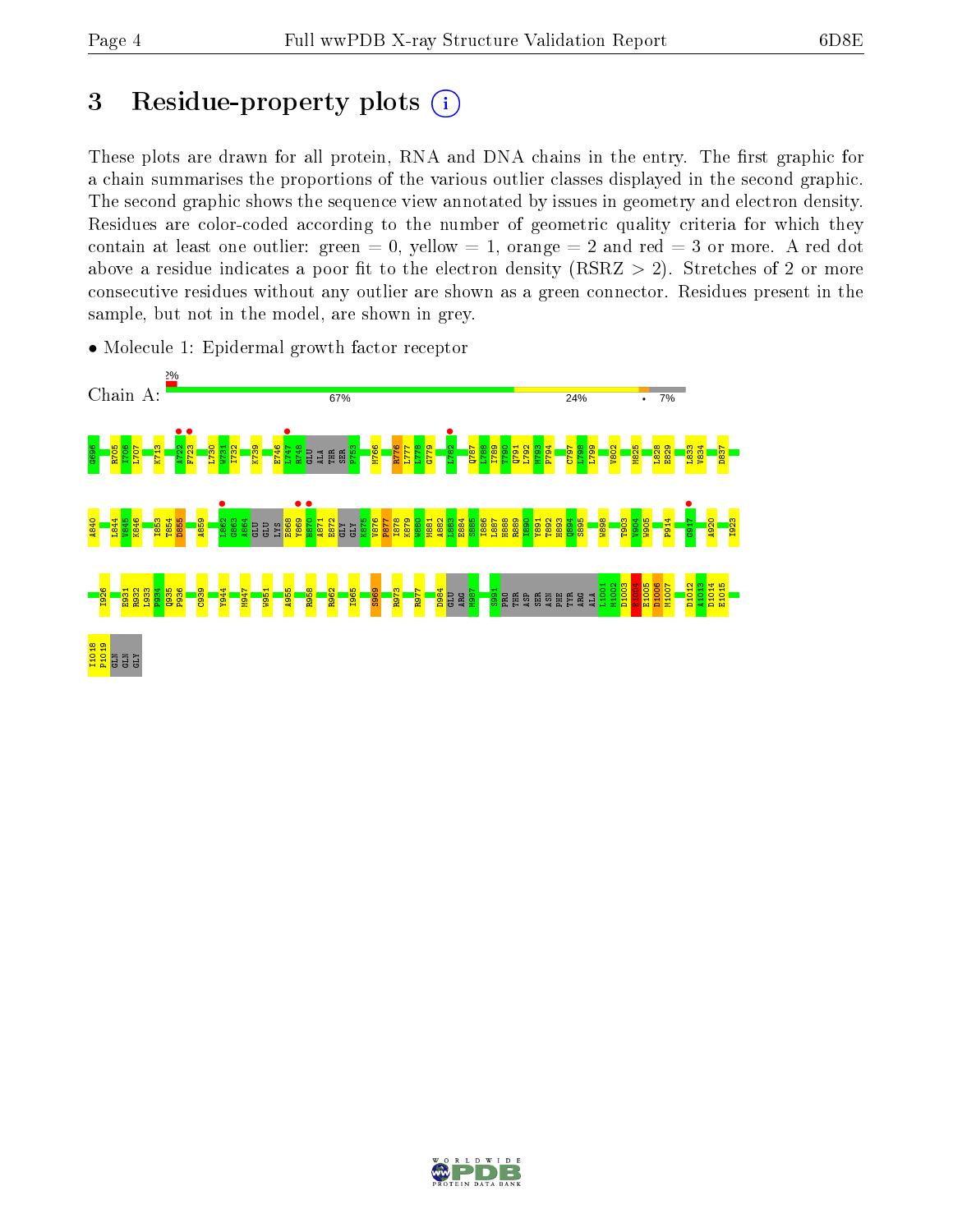# 3 Residue-property plots

These plots are drawn for all protein, RNA and DNA chains in the entry. The first graphic for a chain summarises the proportions of the various outlier classes displayed in the second graphic. The second graphic shows the sequence view annotated by issues in geometry and electron density. Residues are color-coded according to the number of geometric quality criteria for which they contain at least one outlier: green = 0, yellow = 1, orange = 2 and red = 3 or more. A red dot above a residue indicates a poor fit to the electron density (RSRZ > 2). Stretches of 2 or more consecutive residues without any outlier are shown as a green connector. Residues present in the sample, but not in the model, are shown in grey.

- Molecule 1: Epidermal growth factor receptor

Chain A: 2% | 67% | 24% | • | 7%

G696 R705 I706 L707 K713 A722 F723 L730 W731 I732 K739 E746 L747 R748 GLU ALA THR SER P753 M766 R776 L777 L778 G779 L782 Q787 L788 I789 T790 Q791 L792 M793 P794 C797 L798 L799 V802 M825 L828 E829 L833 V834 D837

A840 L844 V845 K846 I853 T854 D855 A859 L862 G863 A864 GLU GLU LYS E868 Y869 H870 A871 E872 GLY GLY K875 V876 P877 I878 K879 W880 M881 A882 L883 E884 S885 I886 L887 H888 R889 I890 Y891 T892 H893 Q894 S895 W898 T903 V904 W905 F914 G917 A920 I923

I926 E931 R932 L933 P934 Q935 P936 C939 Y944 M947 W951 A955 R958 R962 I965 S969 R973 R977 D984 GLU ARG M987 S991 PRO THR ASP SER ASN PHE TYR ARG ALA L1001 M1002 D1003 E1004 E1005 D1006 M1007 D1012 A1013 D1014 E1015

I1018 P1019 GLN GLN GLY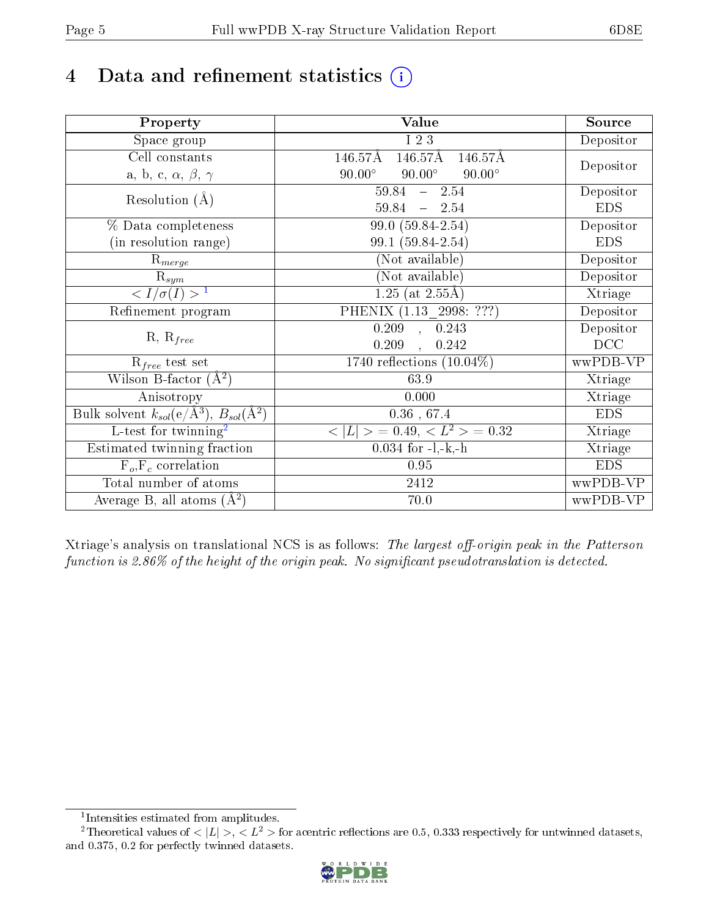# 4 Data and refinement statistics

| Property | Value | Source |
|---|---|---|
| Space group | I 2 3 | Depositor |
| Cell constants<br>a, b, c, $\alpha$, $\beta$, $\gamma$ | 146.57Å 146.57Å 146.57Å<br>90.00° 90.00° 90.00° | Depositor |
| Resolution (Å) | 59.84 – 2.54<br>59.84 – 2.54 | Depositor<br>EDS |
| % Data completeness<br>(in resolution range) | 99.0 (59.84-2.54)<br>99.1 (59.84-2.54) | Depositor<br>EDS |
| $R_{merge}$ | (Not available) | Depositor |
| $R_{sym}$ | (Not available) | Depositor |
| $< I/\sigma(I) >$ [1] | 1.25 (at 2.55Å) | Xtriage |
| Refinement program | PHENIX (1.13_2998: ???) | Depositor |
| R, $R_{free}$ | 0.209 , 0.243<br>0.209 , 0.242 | Depositor<br>DCC |
| $R_{free}$ test set | 1740 reflections (10.04%) | wwPDB-VP |
| Wilson B-factor (Å$^2$) | 63.9 | Xtriage |
| Anisotropy | 0.000 | Xtriage |
| Bulk solvent $k_{sol}$(e/Å$^3$), $B_{sol}$(Å$^2$) | 0.36 , 67.4 | EDS |
| L-test for twinning[2] | $< \|L\| >= 0.49$, $< L^2 > = 0.32$ | Xtriage |
| Estimated twinning fraction | 0.034 for -l,-k,-h | Xtriage |
| $F_o$,$F_c$ correlation | 0.95 | EDS |
| Total number of atoms | 2412 | wwPDB-VP |
| Average B, all atoms (Å$^2$) | 70.0 | wwPDB-VP |

Xtriage's analysis on translational NCS is as follows: *The largest off-origin peak in the Patterson function is 2.86% of the height of the origin peak. No significant pseudotranslation is detected.*

[1] Intensities estimated from amplitudes.

[2] Theoretical values of $< |L| >$, $< L^2 >$ for acentric reflections are 0.5, 0.333 respectively for untwinned datasets, and 0.375, 0.2 for perfectly twinned datasets.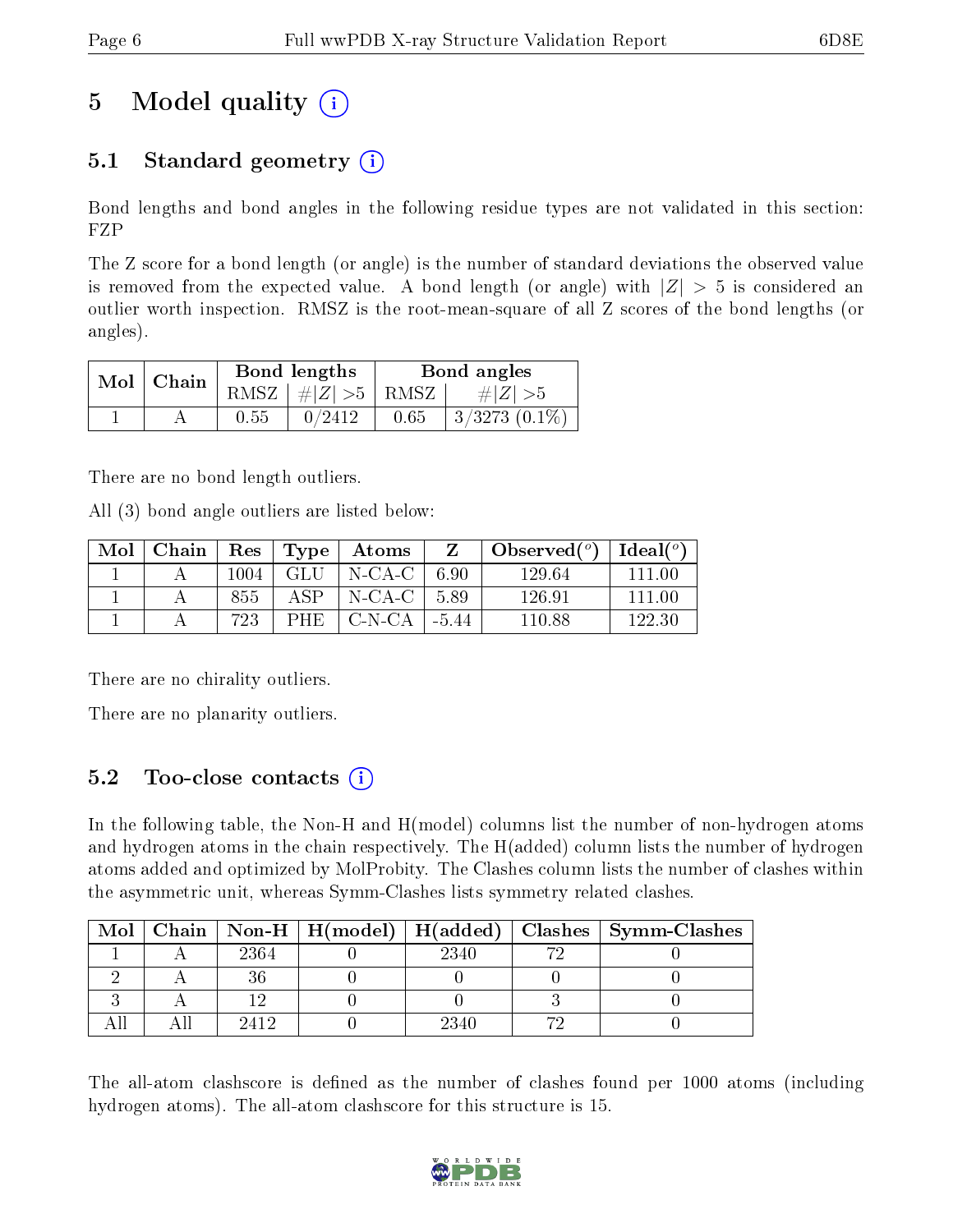# 5 Model quality

## 5.1 Standard geometry

Bond lengths and bond angles in the following residue types are not validated in this section: FZP

The Z score for a bond length (or angle) is the number of standard deviations the observed value is removed from the expected value. A bond length (or angle) with $|Z| > 5$ is considered an outlier worth inspection. RMSZ is the root-mean-square of all Z scores of the bond lengths (or angles).

| Mol | Chain | Bond lengths | | Bond angles | |
|---|---|---|---|---|---|
| | | RMSZ | #\|Z\| >5 | RMSZ | #\|Z\| >5 |
| 1 | A | 0.55 | 0/2412 | 0.65 | 3/3273 (0.1%) |

There are no bond length outliers.

All (3) bond angle outliers are listed below:

| Mol | Chain | Res | Type | Atoms | Z | Observed(°) | Ideal(°) |
|---|---|---|---|---|---|---|---|
| 1 | A | 1004 | GLU | N-CA-C | 6.90 | 129.64 | 111.00 |
| 1 | A | 855 | ASP | N-CA-C | 5.89 | 126.91 | 111.00 |
| 1 | A | 723 | PHE | C-N-CA | -5.44 | 110.88 | 122.30 |

There are no chirality outliers.

There are no planarity outliers.

## 5.2 Too-close contacts

In the following table, the Non-H and H(model) columns list the number of non-hydrogen atoms and hydrogen atoms in the chain respectively. The H(added) column lists the number of hydrogen atoms added and optimized by MolProbity. The Clashes column lists the number of clashes within the asymmetric unit, whereas Symm-Clashes lists symmetry related clashes.

| Mol | Chain | Non-H | H(model) | H(added) | Clashes | Symm-Clashes |
|---|---|---|---|---|---|---|
| 1 | A | 2364 | 0 | 2340 | 72 | 0 |
| 2 | A | 36 | 0 | 0 | 0 | 0 |
| 3 | A | 12 | 0 | 0 | 3 | 0 |
| All | All | 2412 | 0 | 2340 | 72 | 0 |

The all-atom clashscore is defined as the number of clashes found per 1000 atoms (including hydrogen atoms). The all-atom clashscore for this structure is 15.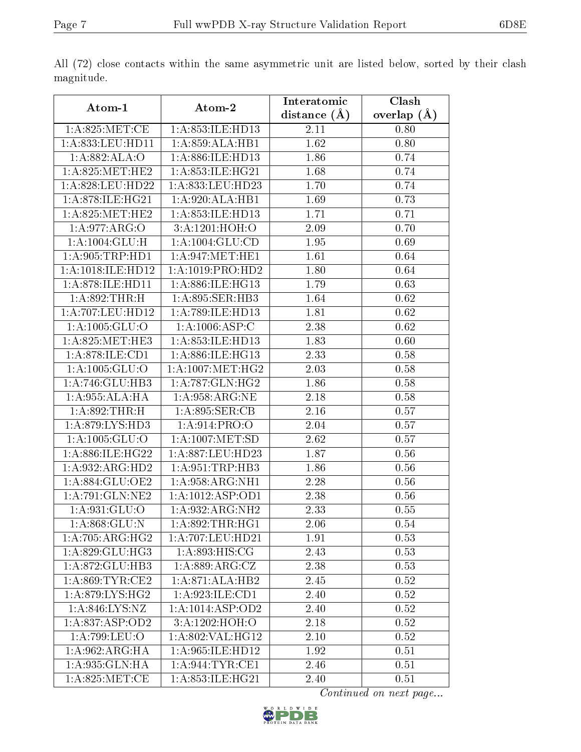All (72) close contacts within the same asymmetric unit are listed below, sorted by their clash magnitude.

| Atom-1 | Atom-2 | Interatomic distance (Å) | Clash overlap (Å) |
|---|---|---|---|
| 1:A:825:MET:CE | 1:A:853:ILE:HD13 | 2.11 | 0.80 |
| 1:A:833:LEU:HD11 | 1:A:859:ALA:HB1 | 1.62 | 0.80 |
| 1:A:882:ALA:O | 1:A:886:ILE:HD13 | 1.86 | 0.74 |
| 1:A:825:MET:HE2 | 1:A:853:ILE:HG21 | 1.68 | 0.74 |
| 1:A:828:LEU:HD22 | 1:A:833:LEU:HD23 | 1.70 | 0.74 |
| 1:A:878:ILE:HG21 | 1:A:920:ALA:HB1 | 1.69 | 0.73 |
| 1:A:825:MET:HE2 | 1:A:853:ILE:HD13 | 1.71 | 0.71 |
| 1:A:977:ARG:O | 3:A:1201:HOH:O | 2.09 | 0.70 |
| 1:A:1004:GLU:H | 1:A:1004:GLU:CD | 1.95 | 0.69 |
| 1:A:905:TRP:HD1 | 1:A:947:MET:HE1 | 1.61 | 0.64 |
| 1:A:1018:ILE:HD12 | 1:A:1019:PRO:HD2 | 1.80 | 0.64 |
| 1:A:878:ILE:HD11 | 1:A:886:ILE:HG13 | 1.79 | 0.63 |
| 1:A:892:THR:H | 1:A:895:SER:HB3 | 1.64 | 0.62 |
| 1:A:707:LEU:HD12 | 1:A:789:ILE:HD13 | 1.81 | 0.62 |
| 1:A:1005:GLU:O | 1:A:1006:ASP:C | 2.38 | 0.62 |
| 1:A:825:MET:HE3 | 1:A:853:ILE:HD13 | 1.83 | 0.60 |
| 1:A:878:ILE:CD1 | 1:A:886:ILE:HG13 | 2.33 | 0.58 |
| 1:A:1005:GLU:O | 1:A:1007:MET:HG2 | 2.03 | 0.58 |
| 1:A:746:GLU:HB3 | 1:A:787:GLN:HG2 | 1.86 | 0.58 |
| 1:A:955:ALA:HA | 1:A:958:ARG:NE | 2.18 | 0.58 |
| 1:A:892:THR:H | 1:A:895:SER:CB | 2.16 | 0.57 |
| 1:A:879:LYS:HD3 | 1:A:914:PRO:O | 2.04 | 0.57 |
| 1:A:1005:GLU:O | 1:A:1007:MET:SD | 2.62 | 0.57 |
| 1:A:886:ILE:HG22 | 1:A:887:LEU:HD23 | 1.87 | 0.56 |
| 1:A:932:ARG:HD2 | 1:A:951:TRP:HB3 | 1.86 | 0.56 |
| 1:A:884:GLU:OE2 | 1:A:958:ARG:NH1 | 2.28 | 0.56 |
| 1:A:791:GLN:NE2 | 1:A:1012:ASP:OD1 | 2.38 | 0.56 |
| 1:A:931:GLU:O | 1:A:932:ARG:NH2 | 2.33 | 0.55 |
| 1:A:868:GLU:N | 1:A:892:THR:HG1 | 2.06 | 0.54 |
| 1:A:705:ARG:HG2 | 1:A:707:LEU:HD21 | 1.91 | 0.53 |
| 1:A:829:GLU:HG3 | 1:A:893:HIS:CG | 2.43 | 0.53 |
| 1:A:872:GLU:HB3 | 1:A:889:ARG:CZ | 2.38 | 0.53 |
| 1:A:869:TYR:CE2 | 1:A:871:ALA:HB2 | 2.45 | 0.52 |
| 1:A:879:LYS:HG2 | 1:A:923:ILE:CD1 | 2.40 | 0.52 |
| 1:A:846:LYS:NZ | 1:A:1014:ASP:OD2 | 2.40 | 0.52 |
| 1:A:837:ASP:OD2 | 3:A:1202:HOH:O | 2.18 | 0.52 |
| 1:A:799:LEU:O | 1:A:802:VAL:HG12 | 2.10 | 0.52 |
| 1:A:962:ARG:HA | 1:A:965:ILE:HD12 | 1.92 | 0.51 |
| 1:A:935:GLN:HA | 1:A:944:TYR:CE1 | 2.46 | 0.51 |
| 1:A:825:MET:CE | 1:A:853:ILE:HG21 | 2.40 | 0.51 |

*Continued on next page...*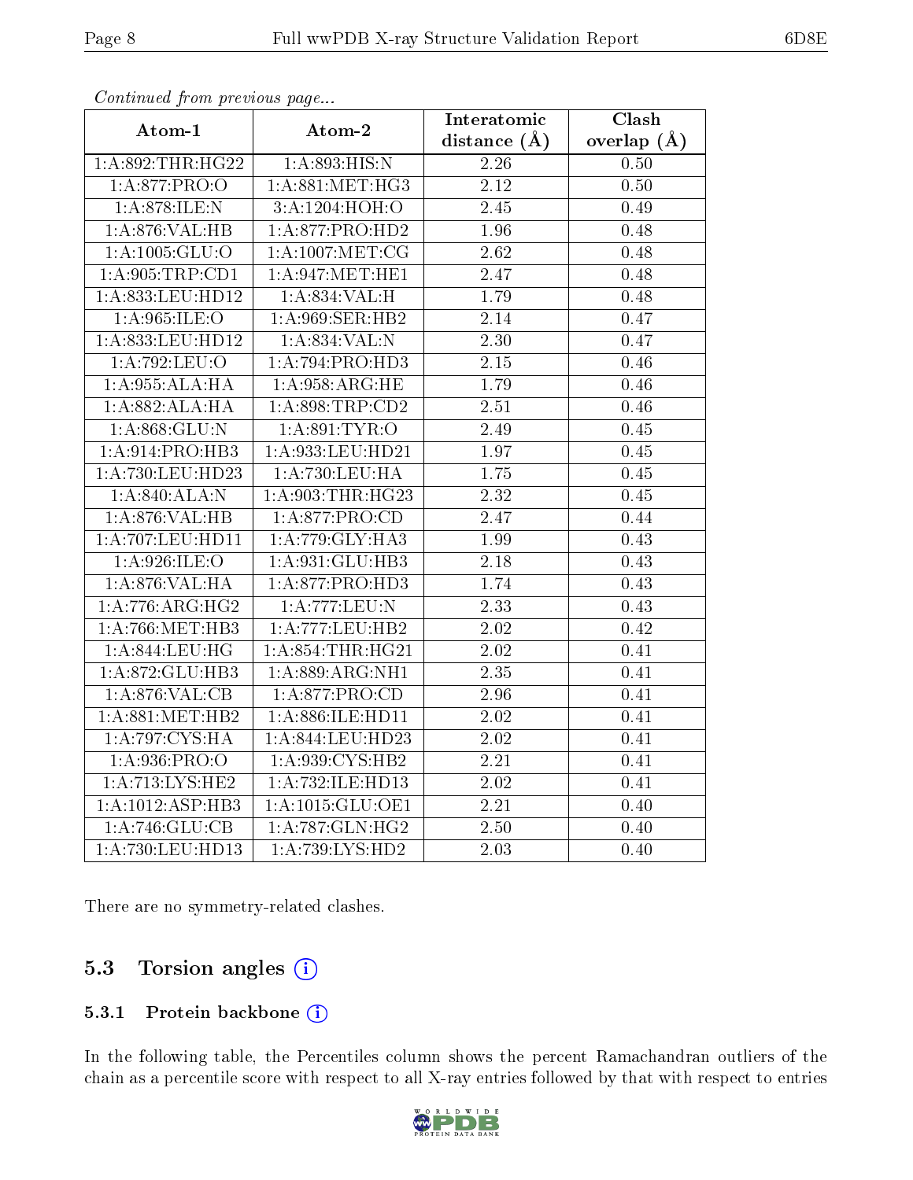*Continued from previous page...*

| Atom-1 | Atom-2 | Interatomic distance (Å) | Clash overlap (Å) |
| --- | --- | --- | --- |
| 1:A:892:THR:HG22 | 1:A:893:HIS:N | 2.26 | 0.50 |
| 1:A:877:PRO:O | 1:A:881:MET:HG3 | 2.12 | 0.50 |
| 1:A:878:ILE:N | 3:A:1204:HOH:O | 2.45 | 0.49 |
| 1:A:876:VAL:HB | 1:A:877:PRO:HD2 | 1.96 | 0.48 |
| 1:A:1005:GLU:O | 1:A:1007:MET:CG | 2.62 | 0.48 |
| 1:A:905:TRP:CD1 | 1:A:947:MET:HE1 | 2.47 | 0.48 |
| 1:A:833:LEU:HD12 | 1:A:834:VAL:H | 1.79 | 0.48 |
| 1:A:965:ILE:O | 1:A:969:SER:HB2 | 2.14 | 0.47 |
| 1:A:833:LEU:HD12 | 1:A:834:VAL:N | 2.30 | 0.47 |
| 1:A:792:LEU:O | 1:A:794:PRO:HD3 | 2.15 | 0.46 |
| 1:A:955:ALA:HA | 1:A:958:ARG:HE | 1.79 | 0.46 |
| 1:A:882:ALA:HA | 1:A:898:TRP:CD2 | 2.51 | 0.46 |
| 1:A:868:GLU:N | 1:A:891:TYR:O | 2.49 | 0.45 |
| 1:A:914:PRO:HB3 | 1:A:933:LEU:HD21 | 1.97 | 0.45 |
| 1:A:730:LEU:HD23 | 1:A:730:LEU:HA | 1.75 | 0.45 |
| 1:A:840:ALA:N | 1:A:903:THR:HG23 | 2.32 | 0.45 |
| 1:A:876:VAL:HB | 1:A:877:PRO:CD | 2.47 | 0.44 |
| 1:A:707:LEU:HD11 | 1:A:779:GLY:HA3 | 1.99 | 0.43 |
| 1:A:926:ILE:O | 1:A:931:GLU:HB3 | 2.18 | 0.43 |
| 1:A:876:VAL:HA | 1:A:877:PRO:HD3 | 1.74 | 0.43 |
| 1:A:776:ARG:HG2 | 1:A:777:LEU:N | 2.33 | 0.43 |
| 1:A:766:MET:HB3 | 1:A:777:LEU:HB2 | 2.02 | 0.42 |
| 1:A:844:LEU:HG | 1:A:854:THR:HG21 | 2.02 | 0.41 |
| 1:A:872:GLU:HB3 | 1:A:889:ARG:NH1 | 2.35 | 0.41 |
| 1:A:876:VAL:CB | 1:A:877:PRO:CD | 2.96 | 0.41 |
| 1:A:881:MET:HB2 | 1:A:886:ILE:HD11 | 2.02 | 0.41 |
| 1:A:797:CYS:HA | 1:A:844:LEU:HD23 | 2.02 | 0.41 |
| 1:A:936:PRO:O | 1:A:939:CYS:HB2 | 2.21 | 0.41 |
| 1:A:713:LYS:HE2 | 1:A:732:ILE:HD13 | 2.02 | 0.41 |
| 1:A:1012:ASP:HB3 | 1:A:1015:GLU:OE1 | 2.21 | 0.40 |
| 1:A:746:GLU:CB | 1:A:787:GLN:HG2 | 2.50 | 0.40 |
| 1:A:730:LEU:HD13 | 1:A:739:LYS:HD2 | 2.03 | 0.40 |

There are no symmetry-related clashes.

## 5.3 Torsion angles

### 5.3.1 Protein backbone

In the following table, the Percentiles column shows the percent Ramachandran outliers of the chain as a percentile score with respect to all X-ray entries followed by that with respect to entries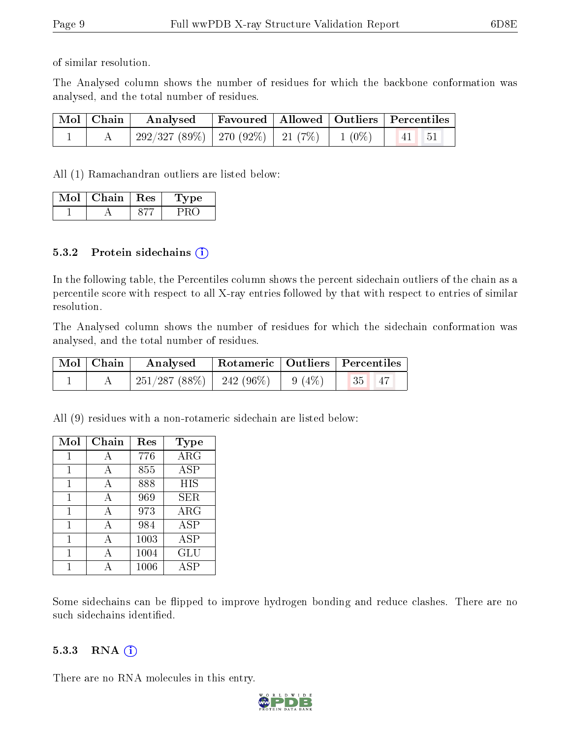of similar resolution.

The Analysed column shows the number of residues for which the backbone conformation was analysed, and the total number of residues.

| Mol | Chain | Analysed | Favoured | Allowed | Outliers | Percentiles | |
|---|---|---|---|---|---|---|---|
| 1 | A | 292/327 (89%) | 270 (92%) | 21 (7%) | 1 (0%) | 41 | 51 |

All (1) Ramachandran outliers are listed below:

| Mol | Chain | Res | Type |
|---|---|---|---|
| 1 | A | 877 | PRO |

### 5.3.2 Protein sidechains

In the following table, the Percentiles column shows the percent sidechain outliers of the chain as a percentile score with respect to all X-ray entries followed by that with respect to entries of similar resolution.

The Analysed column shows the number of residues for which the sidechain conformation was analysed, and the total number of residues.

| Mol | Chain | Analysed | Rotameric | Outliers | Percentiles | |
|---|---|---|---|---|---|---|
| 1 | A | 251/287 (88%) | 242 (96%) | 9 (4%) | 35 | 47 |

All (9) residues with a non-rotameric sidechain are listed below:

| Mol | Chain | Res | Type |
|---|---|---|---|
| 1 | A | 776 | ARG |
| 1 | A | 855 | ASP |
| 1 | A | 888 | HIS |
| 1 | A | 969 | SER |
| 1 | A | 973 | ARG |
| 1 | A | 984 | ASP |
| 1 | A | 1003 | ASP |
| 1 | A | 1004 | GLU |
| 1 | A | 1006 | ASP |

Some sidechains can be flipped to improve hydrogen bonding and reduce clashes. There are no such sidechains identified.

### 5.3.3 RNA

There are no RNA molecules in this entry.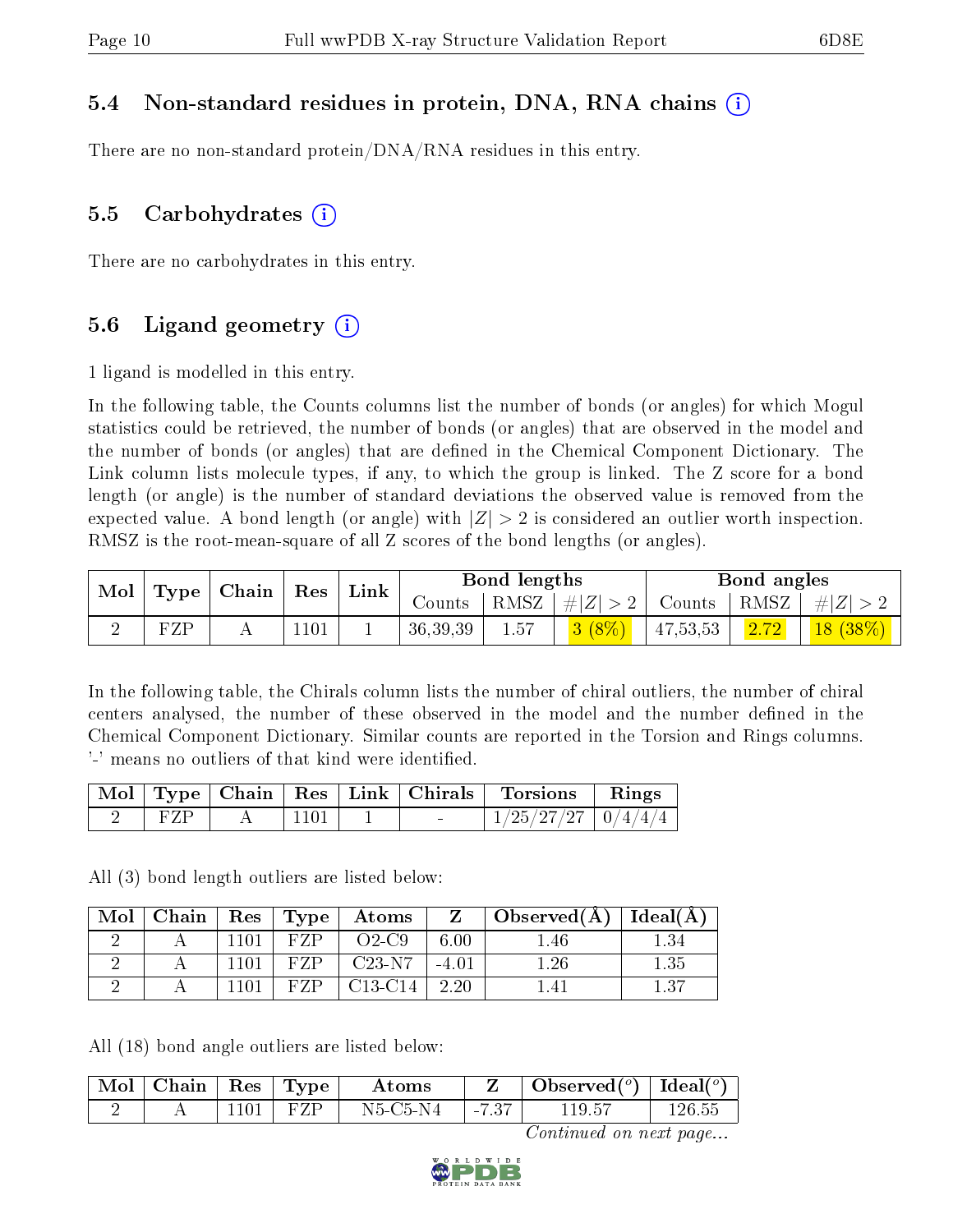### 5.4 Non-standard residues in protein, DNA, RNA chains (i)

There are no non-standard protein/DNA/RNA residues in this entry.

### 5.5 Carbohydrates (i)

There are no carbohydrates in this entry.

### 5.6 Ligand geometry (i)

1 ligand is modelled in this entry.

In the following table, the Counts columns list the number of bonds (or angles) for which Mogul statistics could be retrieved, the number of bonds (or angles) that are observed in the model and the number of bonds (or angles) that are defined in the Chemical Component Dictionary. The Link column lists molecule types, if any, to which the group is linked. The Z score for a bond length (or angle) is the number of standard deviations the observed value is removed from the expected value. A bond length (or angle) with $|Z| > 2$ is considered an outlier worth inspection. RMSZ is the root-mean-square of all Z scores of the bond lengths (or angles).

| Mol | Type | Chain | Res | Link | Bond lengths | | | Bond angles | | |
|---|---|---|---|---|---|---|---|---|---|---|
| | | | | | Counts | RMSZ | $\#\|Z\| > 2$ | Counts | RMSZ | $\#\|Z\| > 2$ |
| 2 | FZP | A | 1101 | 1 | 36,39,39 | 1.57 | 3 (8%) | 47,53,53 | 2.72 | 18 (38%) |

In the following table, the Chirals column lists the number of chiral outliers, the number of chiral centers analysed, the number of these observed in the model and the number defined in the Chemical Component Dictionary. Similar counts are reported in the Torsion and Rings columns. '-' means no outliers of that kind were identified.

| Mol | Type | Chain | Res | Link | Chirals | Torsions | Rings |
|---|---|---|---|---|---|---|---|
| 2 | FZP | A | 1101 | 1 | - | 1/25/27/27 | 0/4/4/4 |

All (3) bond length outliers are listed below:

| Mol | Chain | Res | Type | Atoms | Z | Observed(Å) | Ideal(Å) |
|---|---|---|---|---|---|---|---|
| 2 | A | 1101 | FZP | O2-C9 | 6.00 | 1.46 | 1.34 |
| 2 | A | 1101 | FZP | C23-N7 | -4.01 | 1.26 | 1.35 |
| 2 | A | 1101 | FZP | C13-C14 | 2.20 | 1.41 | 1.37 |

All (18) bond angle outliers are listed below:

| Mol | Chain | Res | Type | Atoms | Z | Observed(°) | Ideal(°) |
|---|---|---|---|---|---|---|---|
| 2 | A | 1101 | FZP | N5-C5-N4 | -7.37 | 119.57 | 126.55 |

*Continued on next page...*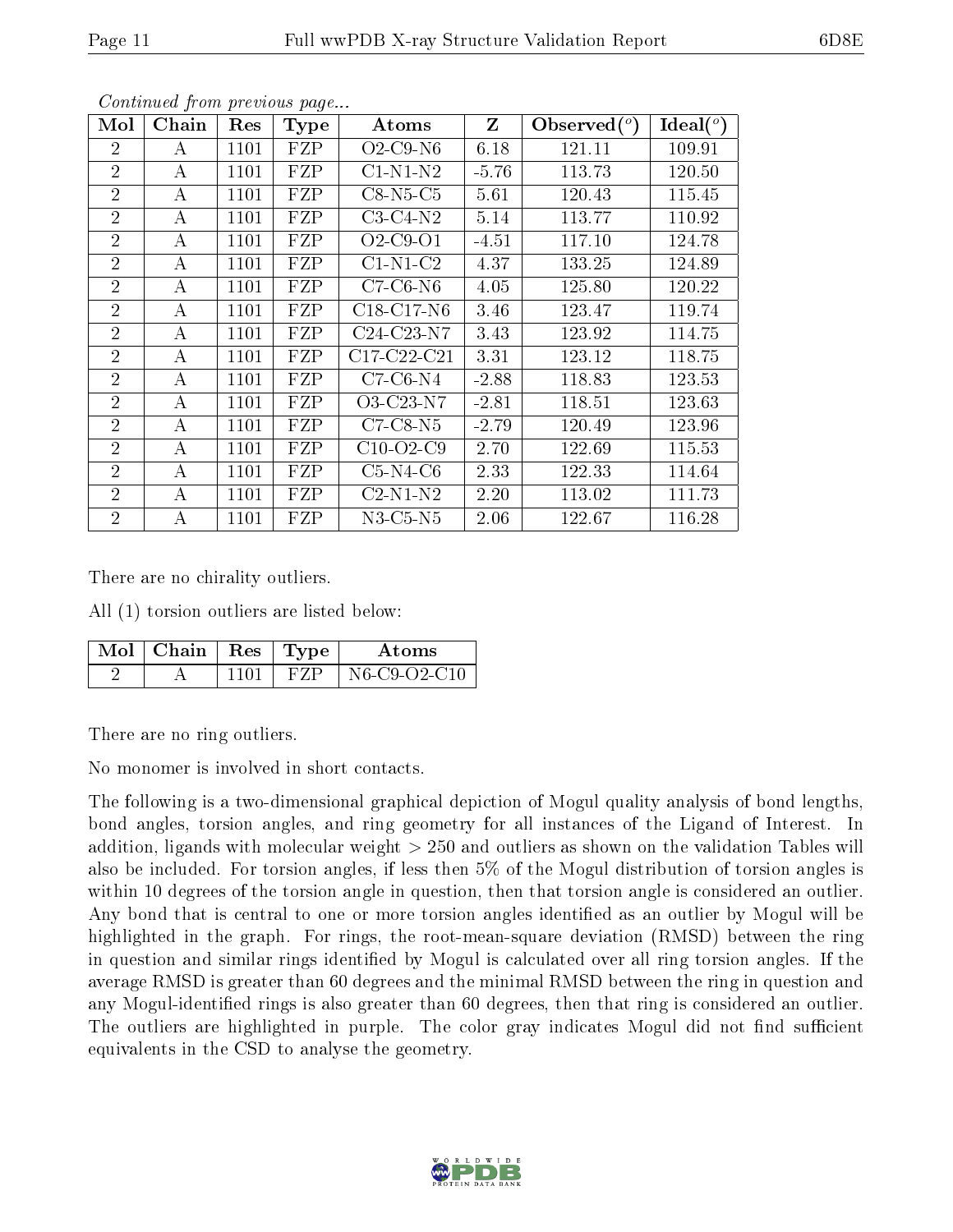*Continued from previous page...*

| Mol | Chain | Res | Type | Atoms | Z | Observed(°) | Ideal(°) |
|---|---|---|---|---|---|---|---|
| 2 | A | 1101 | FZP | O2-C9-N6 | 6.18 | 121.11 | 109.91 |
| 2 | A | 1101 | FZP | C1-N1-N2 | -5.76 | 113.73 | 120.50 |
| 2 | A | 1101 | FZP | C8-N5-C5 | 5.61 | 120.43 | 115.45 |
| 2 | A | 1101 | FZP | C3-C4-N2 | 5.14 | 113.77 | 110.92 |
| 2 | A | 1101 | FZP | O2-C9-O1 | -4.51 | 117.10 | 124.78 |
| 2 | A | 1101 | FZP | C1-N1-C2 | 4.37 | 133.25 | 124.89 |
| 2 | A | 1101 | FZP | C7-C6-N6 | 4.05 | 125.80 | 120.22 |
| 2 | A | 1101 | FZP | C18-C17-N6 | 3.46 | 123.47 | 119.74 |
| 2 | A | 1101 | FZP | C24-C23-N7 | 3.43 | 123.92 | 114.75 |
| 2 | A | 1101 | FZP | C17-C22-C21 | 3.31 | 123.12 | 118.75 |
| 2 | A | 1101 | FZP | C7-C6-N4 | -2.88 | 118.83 | 123.53 |
| 2 | A | 1101 | FZP | O3-C23-N7 | -2.81 | 118.51 | 123.63 |
| 2 | A | 1101 | FZP | C7-C8-N5 | -2.79 | 120.49 | 123.96 |
| 2 | A | 1101 | FZP | C10-O2-C9 | 2.70 | 122.69 | 115.53 |
| 2 | A | 1101 | FZP | C5-N4-C6 | 2.33 | 122.33 | 114.64 |
| 2 | A | 1101 | FZP | C2-N1-N2 | 2.20 | 113.02 | 111.73 |
| 2 | A | 1101 | FZP | N3-C5-N5 | 2.06 | 122.67 | 116.28 |

There are no chirality outliers.

All (1) torsion outliers are listed below:

| Mol | Chain | Res | Type | Atoms |
|---|---|---|---|---|
| 2 | A | 1101 | FZP | N6-C9-O2-C10 |

There are no ring outliers.

No monomer is involved in short contacts.

The following is a two-dimensional graphical depiction of Mogul quality analysis of bond lengths, bond angles, torsion angles, and ring geometry for all instances of the Ligand of Interest. In addition, ligands with molecular weight > 250 and outliers as shown on the validation Tables will also be included. For torsion angles, if less then 5% of the Mogul distribution of torsion angles is within 10 degrees of the torsion angle in question, then that torsion angle is considered an outlier. Any bond that is central to one or more torsion angles identified as an outlier by Mogul will be highlighted in the graph. For rings, the root-mean-square deviation (RMSD) between the ring in question and similar rings identified by Mogul is calculated over all ring torsion angles. If the average RMSD is greater than 60 degrees and the minimal RMSD between the ring in question and any Mogul-identified rings is also greater than 60 degrees, then that ring is considered an outlier. The outliers are highlighted in purple. The color gray indicates Mogul did not find sufficient equivalents in the CSD to analyse the geometry.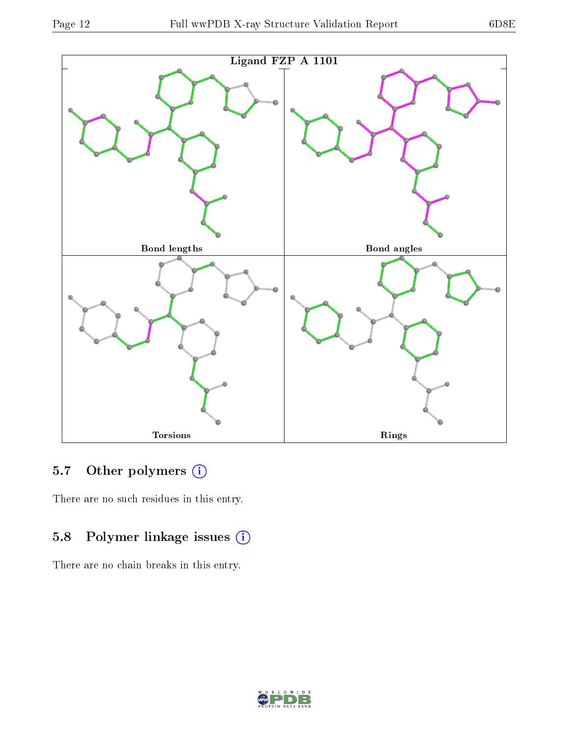Ligand FZP A 1101

Bond lengths

Bond angles

Torsions

Rings

### 5.7 Other polymers

There are no such residues in this entry.

### 5.8 Polymer linkage issues

There are no chain breaks in this entry.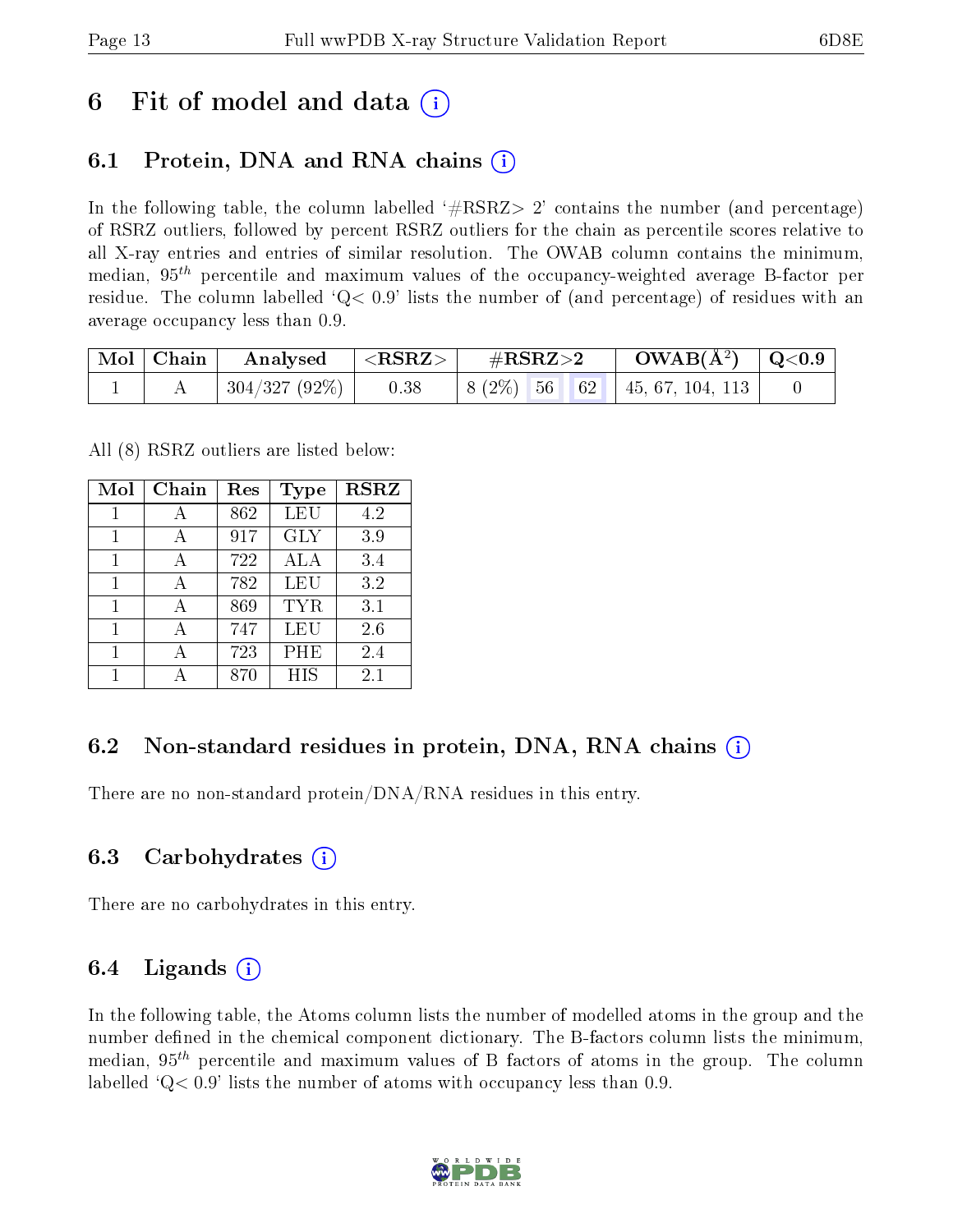# 6 Fit of model and data

## 6.1 Protein, DNA and RNA chains

In the following table, the column labelled '#RSRZ> 2' contains the number (and percentage) of RSRZ outliers, followed by percent RSRZ outliers for the chain as percentile scores relative to all X-ray entries and entries of similar resolution. The OWAB column contains the minimum, median, $95^{th}$ percentile and maximum values of the occupancy-weighted average B-factor per residue. The column labelled 'Q< 0.9' lists the number of (and percentage) of residues with an average occupancy less than 0.9.

| Mol | Chain | Analysed | <RSRZ> | #RSRZ>2 | | | OWAB(Å$^2$) | Q<0.9 |
|---|---|---|---|---|---|---|---|---|
| 1 | A | 304/327 (92%) | 0.38 | 8 (2%) | 56 | 62 | 45, 67, 104, 113 | 0 |

All (8) RSRZ outliers are listed below:

| Mol | Chain | Res | Type | RSRZ |
|---|---|---|---|---|
| 1 | A | 862 | LEU | 4.2 |
| 1 | A | 917 | GLY | 3.9 |
| 1 | A | 722 | ALA | 3.4 |
| 1 | A | 782 | LEU | 3.2 |
| 1 | A | 869 | TYR | 3.1 |
| 1 | A | 747 | LEU | 2.6 |
| 1 | A | 723 | PHE | 2.4 |
| 1 | A | 870 | HIS | 2.1 |

## 6.2 Non-standard residues in protein, DNA, RNA chains

There are no non-standard protein/DNA/RNA residues in this entry.

## 6.3 Carbohydrates

There are no carbohydrates in this entry.

## 6.4 Ligands

In the following table, the Atoms column lists the number of modelled atoms in the group and the number defined in the chemical component dictionary. The B-factors column lists the minimum, median, $95^{th}$ percentile and maximum values of B factors of atoms in the group. The column labelled 'Q< 0.9' lists the number of atoms with occupancy less than 0.9.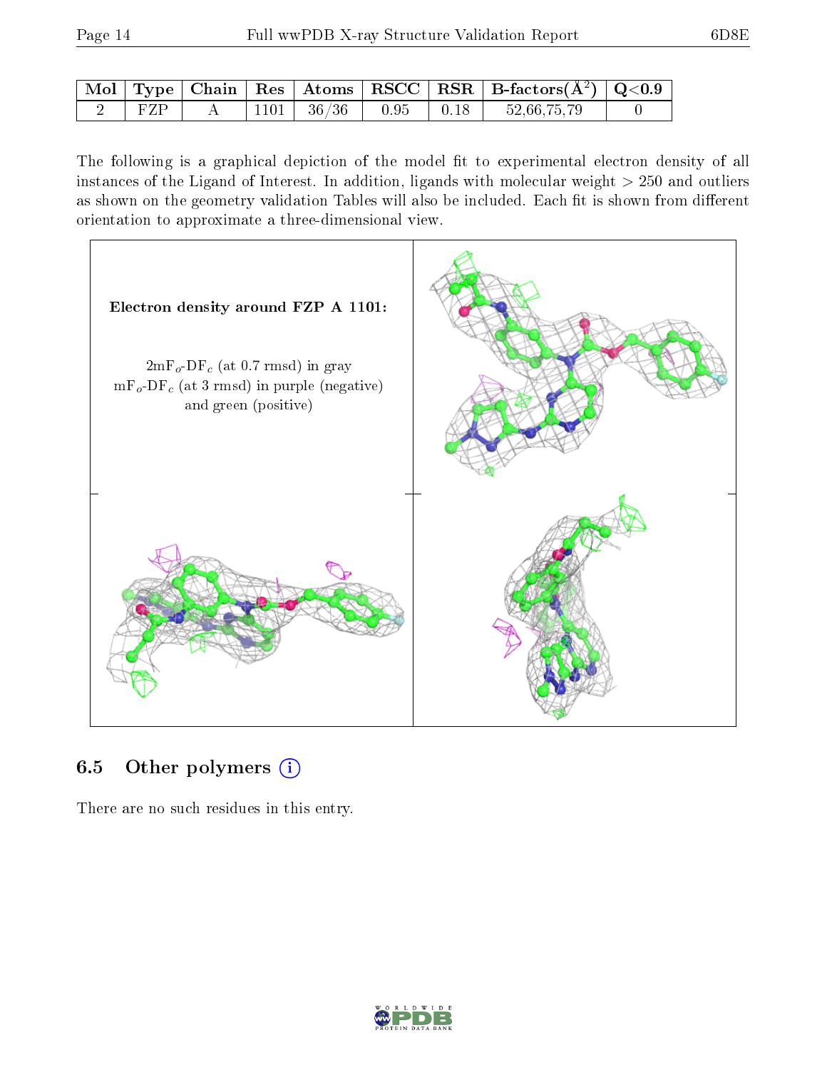| Mol | Type | Chain | Res | Atoms | RSCC | RSR | B-factors($Å^2$) | Q<0.9 |
|---|---|---|---|---|---|---|---|---|
| 2 | FZP | A | 1101 | 36/36 | 0.95 | 0.18 | 52,66,75,79 | 0 |

The following is a graphical depiction of the model fit to experimental electron density of all instances of the Ligand of Interest. In addition, ligands with molecular weight > 250 and outliers as shown on the geometry validation Tables will also be included. Each fit is shown from different orientation to approximate a three-dimensional view.

**Electron density around FZP A 1101:**

$2mF_o$-$DF_c$ (at 0.7 rmsd) in gray
$mF_o$-$DF_c$ (at 3 rmsd) in purple (negative) and green (positive)

## 6.5 Other polymers

There are no such residues in this entry.